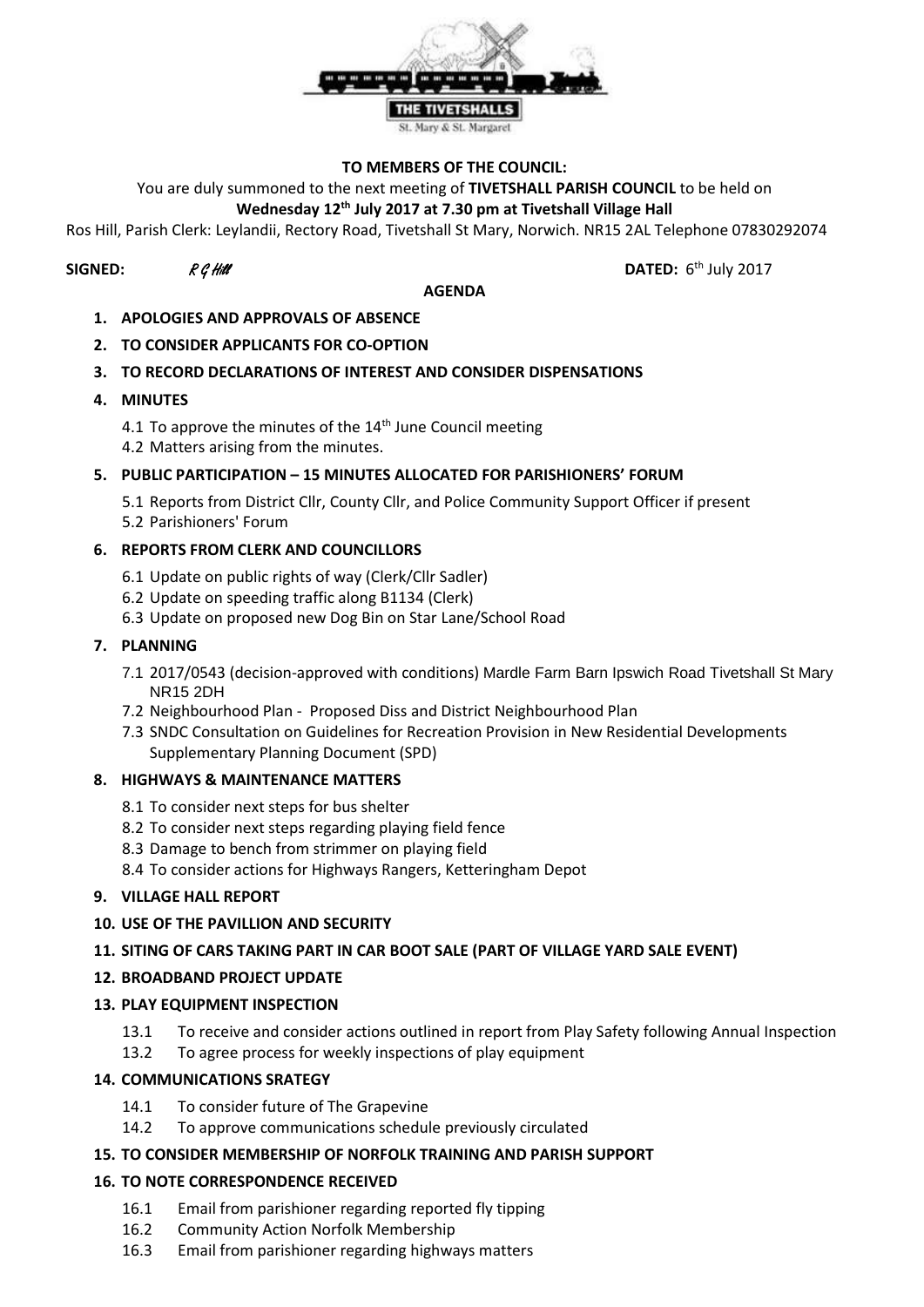THE TIVETSHALLS

St. Mary & St. Margaret

**TO MEMBERS OF THE COUNCIL:**

You are duly summoned to the next meeting of **TIVETSHALL PARISH COUNCIL** to be held on **Wednesday 12th July 2017 at 7.30 pm at Tivetshall Village Hall**

Ros Hill, Parish Clerk: Leylandii, Rectory Road, Tivetshall St Mary, Norwich. NR15 2AL Telephone 07830292074

**SIGNED:** *R G Hill* **DATED:** 6th July 2017

**AGENDA**

1. **APOLOGIES AND APPROVALS OF ABSENCE**
2. **TO CONSIDER APPLICANTS FOR CO-OPTION**
3. **TO RECORD DECLARATIONS OF INTEREST AND CONSIDER DISPENSATIONS**
4. **MINUTES**
   - 4.1 To approve the minutes of the 14th June Council meeting
   - 4.2 Matters arising from the minutes.
5. **PUBLIC PARTICIPATION – 15 MINUTES ALLOCATED FOR PARISHIONERS' FORUM**
   - 5.1 Reports from District Cllr, County Cllr, and Police Community Support Officer if present
   - 5.2 Parishioners' Forum
6. **REPORTS FROM CLERK AND COUNCILLORS**
   - 6.1 Update on public rights of way (Clerk/Cllr Sadler)
   - 6.2 Update on speeding traffic along B1134 (Clerk)
   - 6.3 Update on proposed new Dog Bin on Star Lane/School Road
7. **PLANNING**
   - 7.1 2017/0543 (decision-approved with conditions) Mardle Farm Barn Ipswich Road Tivetshall St Mary NR15 2DH
   - 7.2 Neighbourhood Plan - Proposed Diss and District Neighbourhood Plan
   - 7.3 SNDC Consultation on Guidelines for Recreation Provision in New Residential Developments Supplementary Planning Document (SPD)
8. **HIGHWAYS & MAINTENANCE MATTERS**
   - 8.1 To consider next steps for bus shelter
   - 8.2 To consider next steps regarding playing field fence
   - 8.3 Damage to bench from strimmer on playing field
   - 8.4 To consider actions for Highways Rangers, Ketteringham Depot
9. **VILLAGE HALL REPORT**
10. **USE OF THE PAVILLION AND SECURITY**
11. **SITING OF CARS TAKING PART IN CAR BOOT SALE (PART OF VILLAGE YARD SALE EVENT)**
12. **BROADBAND PROJECT UPDATE**
13. **PLAY EQUIPMENT INSPECTION**
    - 13.1 To receive and consider actions outlined in report from Play Safety following Annual Inspection
    - 13.2 To agree process for weekly inspections of play equipment
14. **COMMUNICATIONS SRATEGY**
    - 14.1 To consider future of The Grapevine
    - 14.2 To approve communications schedule previously circulated
15. **TO CONSIDER MEMBERSHIP OF NORFOLK TRAINING AND PARISH SUPPORT**
16. **TO NOTE CORRESPONDENCE RECEIVED**
    - 16.1 Email from parishioner regarding reported fly tipping
    - 16.2 Community Action Norfolk Membership
    - 16.3 Email from parishioner regarding highways matters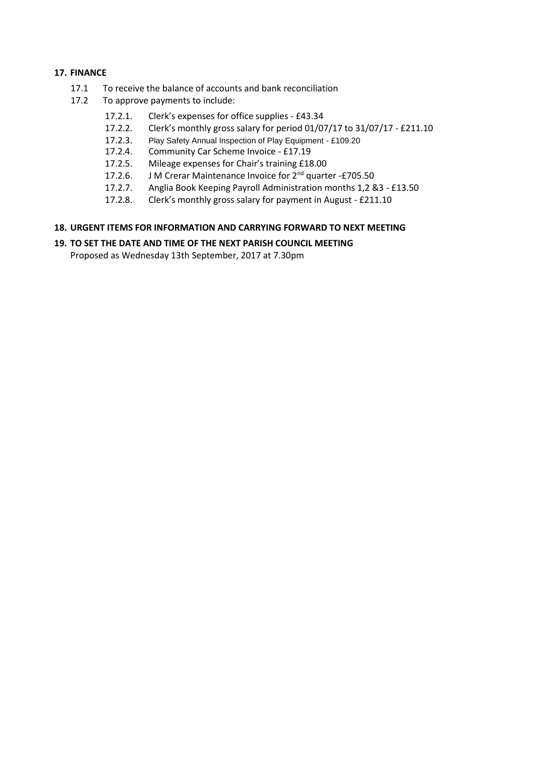**17. FINANCE**

- 17.1 To receive the balance of accounts and bank reconciliation
- 17.2 To approve payments to include:
  - 17.2.1. Clerk's expenses for office supplies - £43.34
  - 17.2.2. Clerk's monthly gross salary for period 01/07/17 to 31/07/17 - £211.10
  - 17.2.3. Play Safety Annual Inspection of Play Equipment - £109.20
  - 17.2.4. Community Car Scheme Invoice - £17.19
  - 17.2.5. Mileage expenses for Chair's training £18.00
  - 17.2.6. J M Crerar Maintenance Invoice for 2nd quarter -£705.50
  - 17.2.7. Anglia Book Keeping Payroll Administration months 1,2 &3 - £13.50
  - 17.2.8. Clerk's monthly gross salary for payment in August - £211.10

**18. URGENT ITEMS FOR INFORMATION AND CARRYING FORWARD TO NEXT MEETING**

**19. TO SET THE DATE AND TIME OF THE NEXT PARISH COUNCIL MEETING**

Proposed as Wednesday 13th September, 2017 at 7.30pm